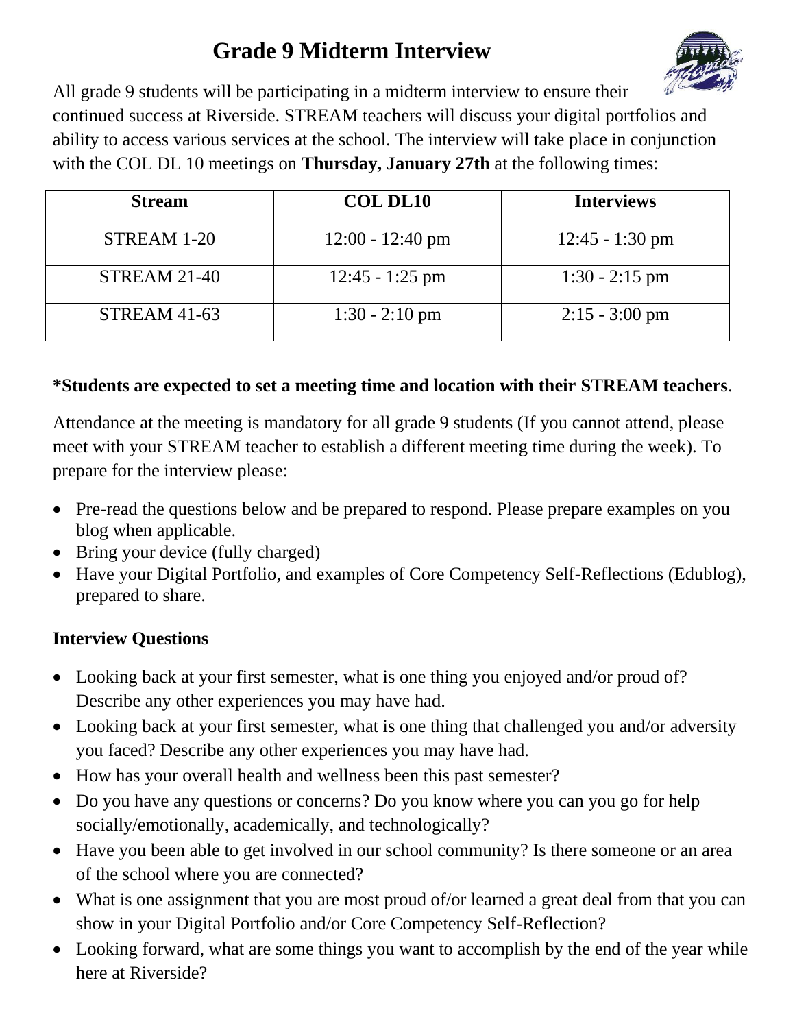# Grade 9 Midterm Interview

All grade 9 students will be participating in a midterm interview to ensure their continued success at Riverside. STREAM teachers will discuss your digital portfolios and ability to access various services at the school. The interview will take place in conjunction with the COL DL 10 meetings on **Thursday, January 27th** at the following times:

| Stream | COL DL10 | Interviews |
|---|---|---|
| STREAM 1-20 | 12:00 - 12:40 pm | 12:45 - 1:30 pm |
| STREAM 21-40 | 12:45 - 1:25 pm | 1:30 - 2:15 pm |
| STREAM 41-63 | 1:30 - 2:10 pm | 2:15 - 3:00 pm |

**\*Students are expected to set a meeting time and location with their STREAM teachers**.

Attendance at the meeting is mandatory for all grade 9 students (If you cannot attend, please meet with your STREAM teacher to establish a different meeting time during the week). To prepare for the interview please:

- Pre-read the questions below and be prepared to respond. Please prepare examples on you blog when applicable.
- Bring your device (fully charged)
- Have your Digital Portfolio, and examples of Core Competency Self-Reflections (Edublog), prepared to share.

**Interview Questions**

- Looking back at your first semester, what is one thing you enjoyed and/or proud of? Describe any other experiences you may have had.
- Looking back at your first semester, what is one thing that challenged you and/or adversity you faced? Describe any other experiences you may have had.
- How has your overall health and wellness been this past semester?
- Do you have any questions or concerns? Do you know where you can you go for help socially/emotionally, academically, and technologically?
- Have you been able to get involved in our school community? Is there someone or an area of the school where you are connected?
- What is one assignment that you are most proud of/or learned a great deal from that you can show in your Digital Portfolio and/or Core Competency Self-Reflection?
- Looking forward, what are some things you want to accomplish by the end of the year while here at Riverside?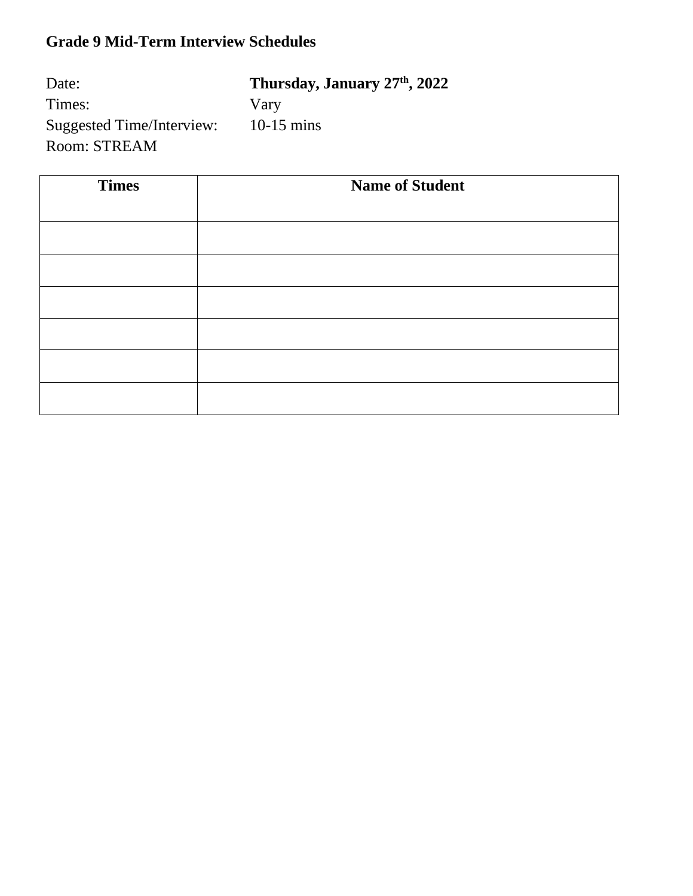**Grade 9 Mid-Term Interview Schedules**

Date: **Thursday, January 27th, 2022**
Times: Vary
Suggested Time/Interview: 10-15 mins
Room: STREAM

| Times | Name of Student |
|---|---|
| | |
| | |
| | |
| | |
| | |
| | |